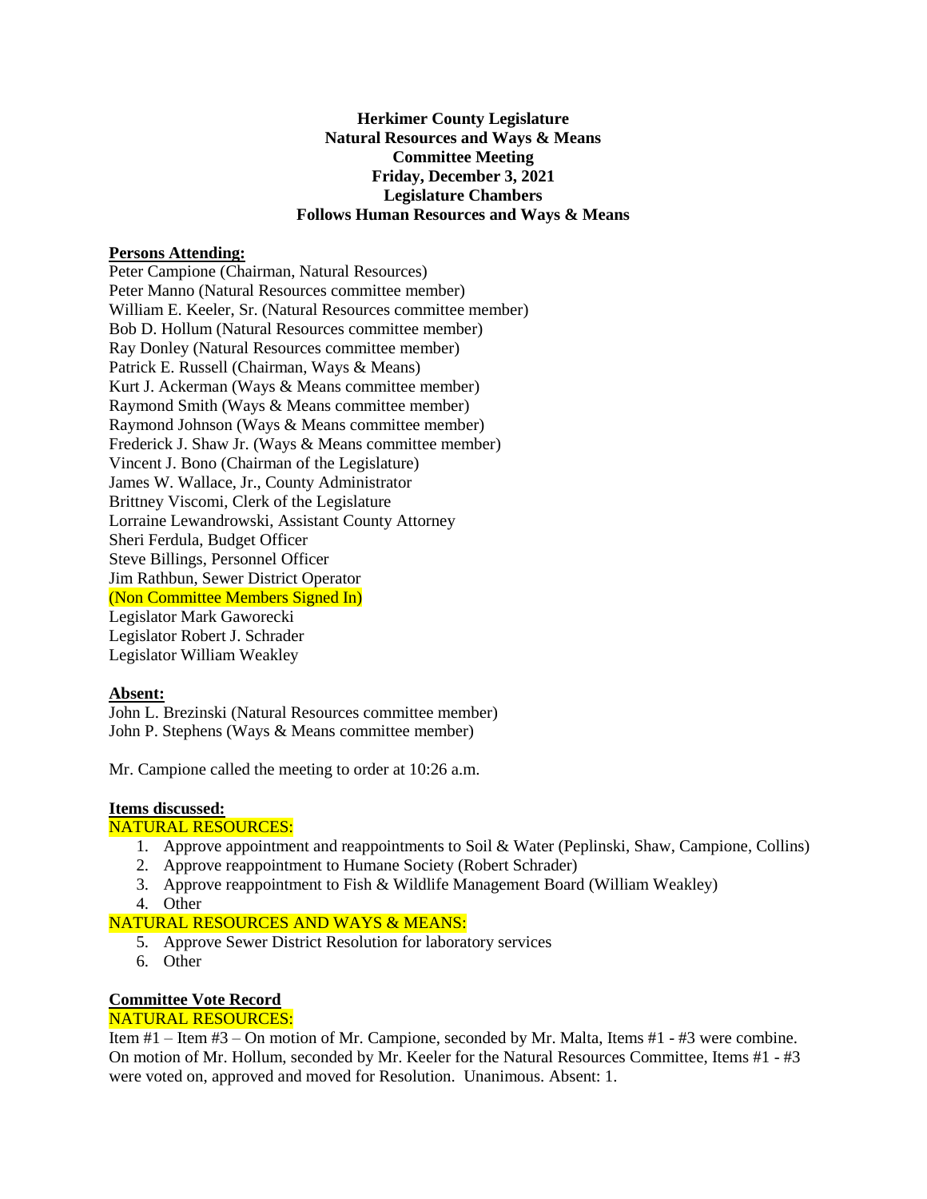**Herkimer County Legislature**
**Natural Resources and Ways & Means**
**Committee Meeting**
**Friday, December 3, 2021**
**Legislature Chambers**
**Follows Human Resources and Ways & Means**

**Persons Attending:**

Peter Campione (Chairman, Natural Resources)
Peter Manno (Natural Resources committee member)
William E. Keeler, Sr. (Natural Resources committee member)
Bob D. Hollum (Natural Resources committee member)
Ray Donley (Natural Resources committee member)
Patrick E. Russell (Chairman, Ways & Means)
Kurt J. Ackerman (Ways & Means committee member)
Raymond Smith (Ways & Means committee member)
Raymond Johnson (Ways & Means committee member)
Frederick J. Shaw Jr. (Ways & Means committee member)
Vincent J. Bono (Chairman of the Legislature)
James W. Wallace, Jr., County Administrator
Brittney Viscomi, Clerk of the Legislature
Lorraine Lewandrowski, Assistant County Attorney
Sheri Ferdula, Budget Officer
Steve Billings, Personnel Officer
Jim Rathbun, Sewer District Operator
(Non Committee Members Signed In)
Legislator Mark Gaworecki
Legislator Robert J. Schrader
Legislator William Weakley

**Absent:**

John L. Brezinski (Natural Resources committee member)
John P. Stephens (Ways & Means committee member)

Mr. Campione called the meeting to order at 10:26 a.m.

**Items discussed:**

NATURAL RESOURCES:

1. Approve appointment and reappointments to Soil & Water (Peplinski, Shaw, Campione, Collins)
2. Approve reappointment to Humane Society (Robert Schrader)
3. Approve reappointment to Fish & Wildlife Management Board (William Weakley)
4. Other

NATURAL RESOURCES AND WAYS & MEANS:

5. Approve Sewer District Resolution for laboratory services
6. Other

**Committee Vote Record**

NATURAL RESOURCES:

Item #1 – Item #3 – On motion of Mr. Campione, seconded by Mr. Malta, Items #1 - #3 were combine. On motion of Mr. Hollum, seconded by Mr. Keeler for the Natural Resources Committee, Items #1 - #3 were voted on, approved and moved for Resolution. Unanimous. Absent: 1.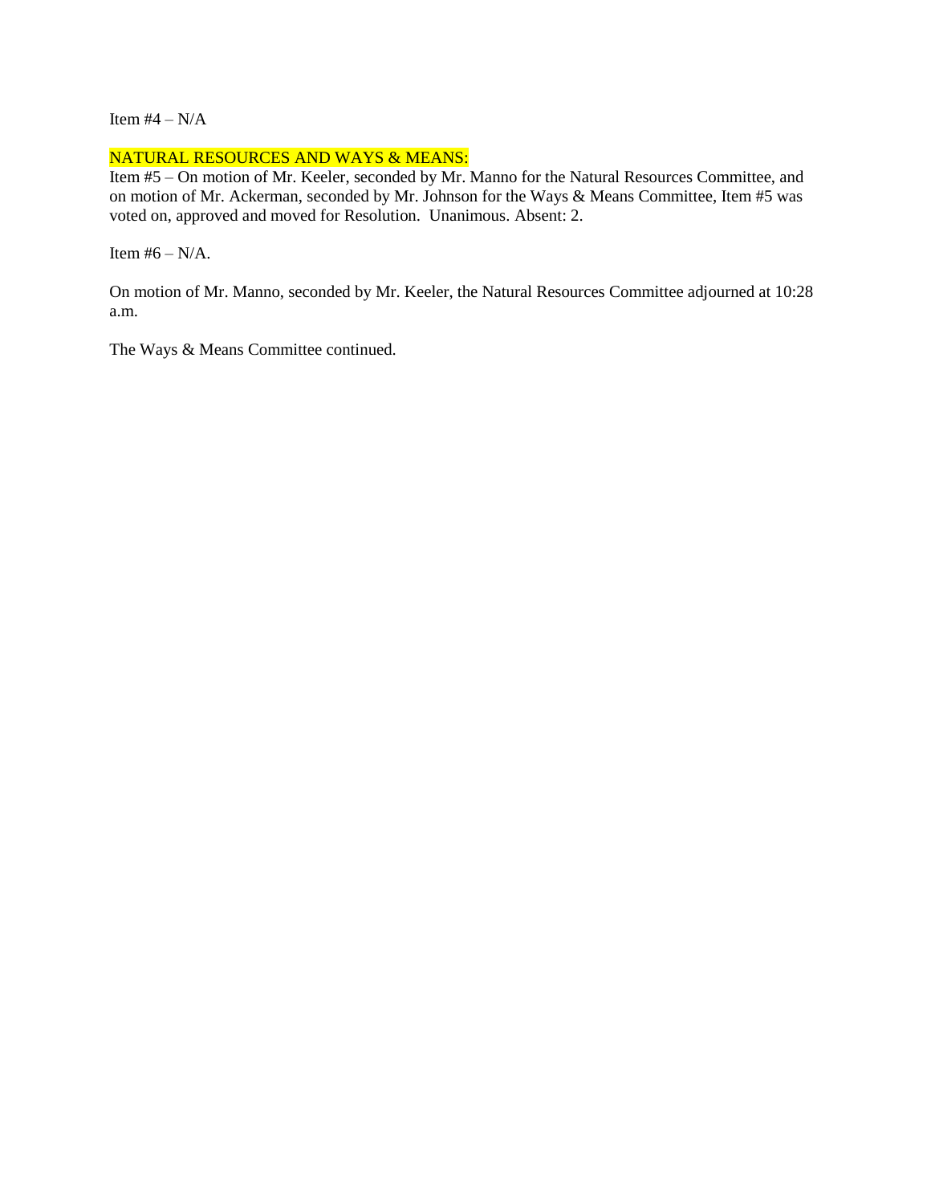Item #4 – N/A

NATURAL RESOURCES AND WAYS & MEANS:

Item #5 – On motion of Mr. Keeler, seconded by Mr. Manno for the Natural Resources Committee, and on motion of Mr. Ackerman, seconded by Mr. Johnson for the Ways & Means Committee, Item #5 was voted on, approved and moved for Resolution. Unanimous. Absent: 2.

Item #6 – N/A.

On motion of Mr. Manno, seconded by Mr. Keeler, the Natural Resources Committee adjourned at 10:28 a.m.

The Ways & Means Committee continued.